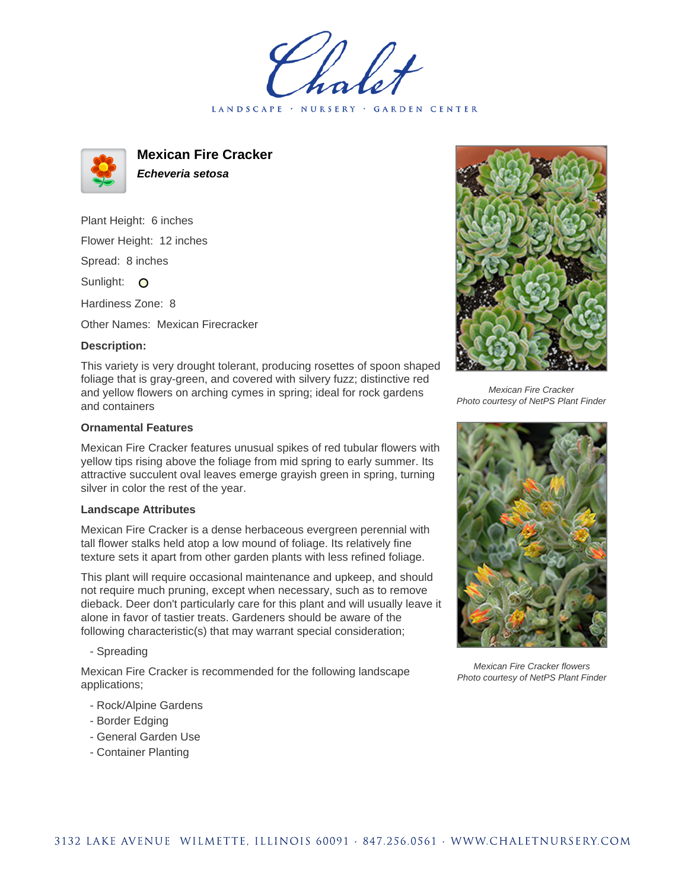Chalet

LANDSCAPE · NURSERY · GARDEN CENTER

# Mexican Fire Cracker

***Echeveria setosa***

Plant Height: 6 inches

Flower Height: 12 inches

Spread: 8 inches

Sunlight: O

Hardiness Zone: 8

Other Names: Mexican Firecracker

**Description:**

This variety is very drought tolerant, producing rosettes of spoon shaped foliage that is gray-green, and covered with silvery fuzz; distinctive red and yellow flowers on arching cymes in spring; ideal for rock gardens and containers

### Ornamental Features

Mexican Fire Cracker features unusual spikes of red tubular flowers with yellow tips rising above the foliage from mid spring to early summer. Its attractive succulent oval leaves emerge grayish green in spring, turning silver in color the rest of the year.

### Landscape Attributes

Mexican Fire Cracker is a dense herbaceous evergreen perennial with tall flower stalks held atop a low mound of foliage. Its relatively fine texture sets it apart from other garden plants with less refined foliage.

This plant will require occasional maintenance and upkeep, and should not require much pruning, except when necessary, such as to remove dieback. Deer don't particularly care for this plant and will usually leave it alone in favor of tastier treats. Gardeners should be aware of the following characteristic(s) that may warrant special consideration;

- Spreading

Mexican Fire Cracker is recommended for the following landscape applications;

- Rock/Alpine Gardens
- Border Edging
- General Garden Use
- Container Planting

*Mexican Fire Cracker*
*Photo courtesy of NetPS Plant Finder*

*Mexican Fire Cracker flowers*
*Photo courtesy of NetPS Plant Finder*

3132 LAKE AVENUE WILMETTE, ILLINOIS 60091 · 847.256.0561 · WWW.CHALETNURSERY.COM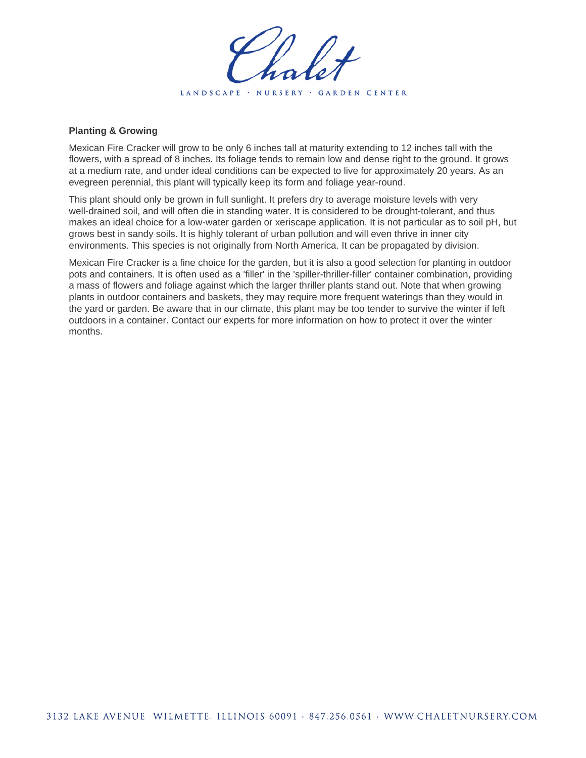**Planting & Growing**

Mexican Fire Cracker will grow to be only 6 inches tall at maturity extending to 12 inches tall with the flowers, with a spread of 8 inches. Its foliage tends to remain low and dense right to the ground. It grows at a medium rate, and under ideal conditions can be expected to live for approximately 20 years. As an evegreen perennial, this plant will typically keep its form and foliage year-round.

This plant should only be grown in full sunlight. It prefers dry to average moisture levels with very well-drained soil, and will often die in standing water. It is considered to be drought-tolerant, and thus makes an ideal choice for a low-water garden or xeriscape application. It is not particular as to soil pH, but grows best in sandy soils. It is highly tolerant of urban pollution and will even thrive in inner city environments. This species is not originally from North America. It can be propagated by division.

Mexican Fire Cracker is a fine choice for the garden, but it is also a good selection for planting in outdoor pots and containers. It is often used as a 'filler' in the 'spiller-thriller-filler' container combination, providing a mass of flowers and foliage against which the larger thriller plants stand out. Note that when growing plants in outdoor containers and baskets, they may require more frequent waterings than they would in the yard or garden. Be aware that in our climate, this plant may be too tender to survive the winter if left outdoors in a container. Contact our experts for more information on how to protect it over the winter months.